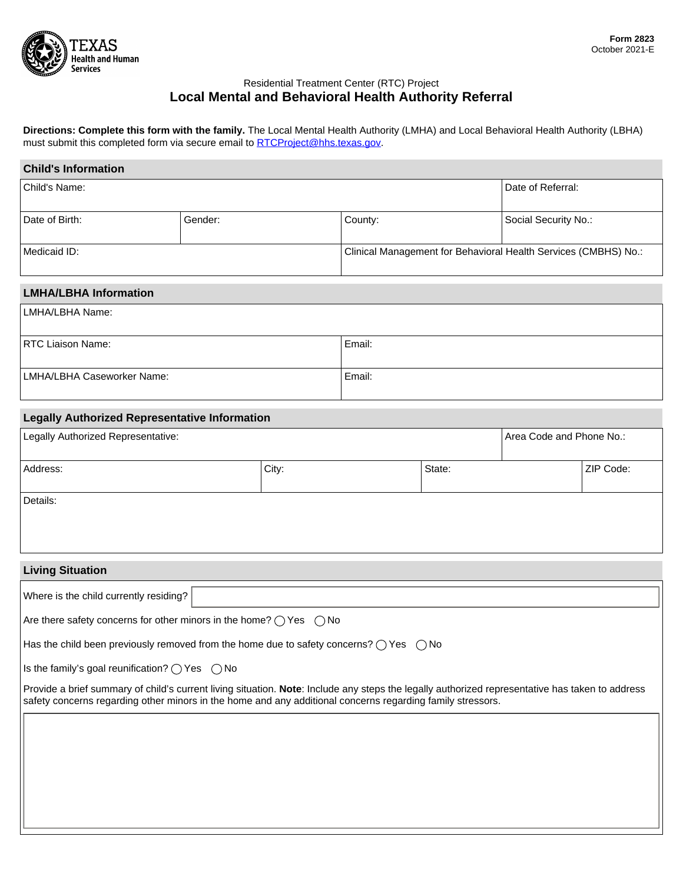Form 2823
October 2021-E

Residential Treatment Center (RTC) Project

# Local Mental and Behavioral Health Authority Referral

**Directions: Complete this form with the family.** The Local Mental Health Authority (LMHA) and Local Behavioral Health Authority (LBHA) must submit this completed form via secure email to RTCProject@hhs.texas.gov.

## Child's Information

| Child's Name: | | | Date of Referral: |
|---|---|---|---|
| Date of Birth: | Gender: | County: | Social Security No.: |
| Medicaid ID: | | Clinical Management for Behavioral Health Services (CMBHS) No.: | |

## LMHA/LBHA Information

| LMHA/LBHA Name: | |
|---|---|
| RTC Liaison Name: | Email: |
| LMHA/LBHA Caseworker Name: | Email: |

## Legally Authorized Representative Information

| Legally Authorized Representative: | | | Area Code and Phone No.: |
|---|---|---|---|
| Address: | City: | State: | ZIP Code: |
| Details: | | | |

## Living Situation

Where is the child currently residing?

Are there safety concerns for other minors in the home? ◯ Yes ◯ No

Has the child been previously removed from the home due to safety concerns? ◯ Yes ◯ No

Is the family's goal reunification? ◯ Yes ◯ No

Provide a brief summary of child's current living situation. **Note**: Include any steps the legally authorized representative has taken to address safety concerns regarding other minors in the home and any additional concerns regarding family stressors.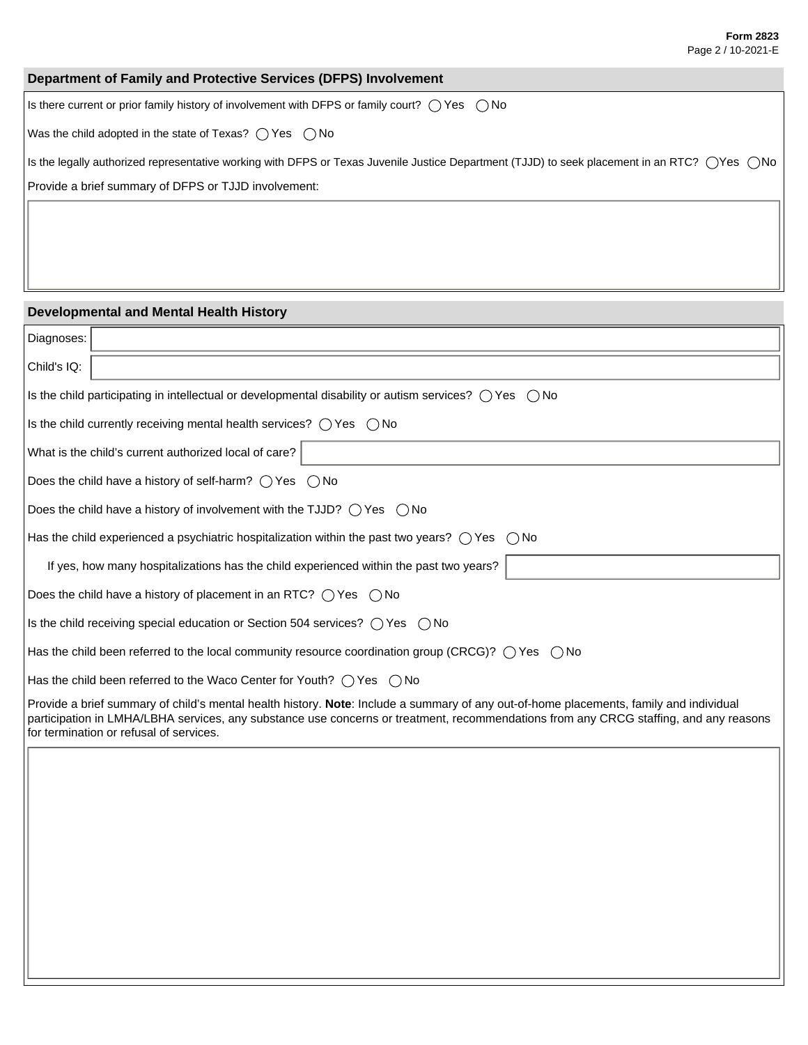## Department of Family and Protective Services (DFPS) Involvement

Is there current or prior family history of involvement with DFPS or family court? ◯ Yes ◯ No

Was the child adopted in the state of Texas? ◯ Yes ◯ No

Is the legally authorized representative working with DFPS or Texas Juvenile Justice Department (TJJD) to seek placement in an RTC? ◯ Yes ◯ No

Provide a brief summary of DFPS or TJJD involvement:

## Developmental and Mental Health History

Diagnoses:

Child's IQ:

Is the child participating in intellectual or developmental disability or autism services? ◯ Yes ◯ No

Is the child currently receiving mental health services? ◯ Yes ◯ No

What is the child's current authorized local of care?

Does the child have a history of self-harm? ◯ Yes ◯ No

Does the child have a history of involvement with the TJJD? ◯ Yes ◯ No

Has the child experienced a psychiatric hospitalization within the past two years? ◯ Yes ◯ No

If yes, how many hospitalizations has the child experienced within the past two years?

Does the child have a history of placement in an RTC? ◯ Yes ◯ No

Is the child receiving special education or Section 504 services? ◯ Yes ◯ No

Has the child been referred to the local community resource coordination group (CRCG)? ◯ Yes ◯ No

Has the child been referred to the Waco Center for Youth? ◯ Yes ◯ No

Provide a brief summary of child's mental health history. **Note**: Include a summary of any out-of-home placements, family and individual participation in LMHA/LBHA services, any substance use concerns or treatment, recommendations from any CRCG staffing, and any reasons for termination or refusal of services.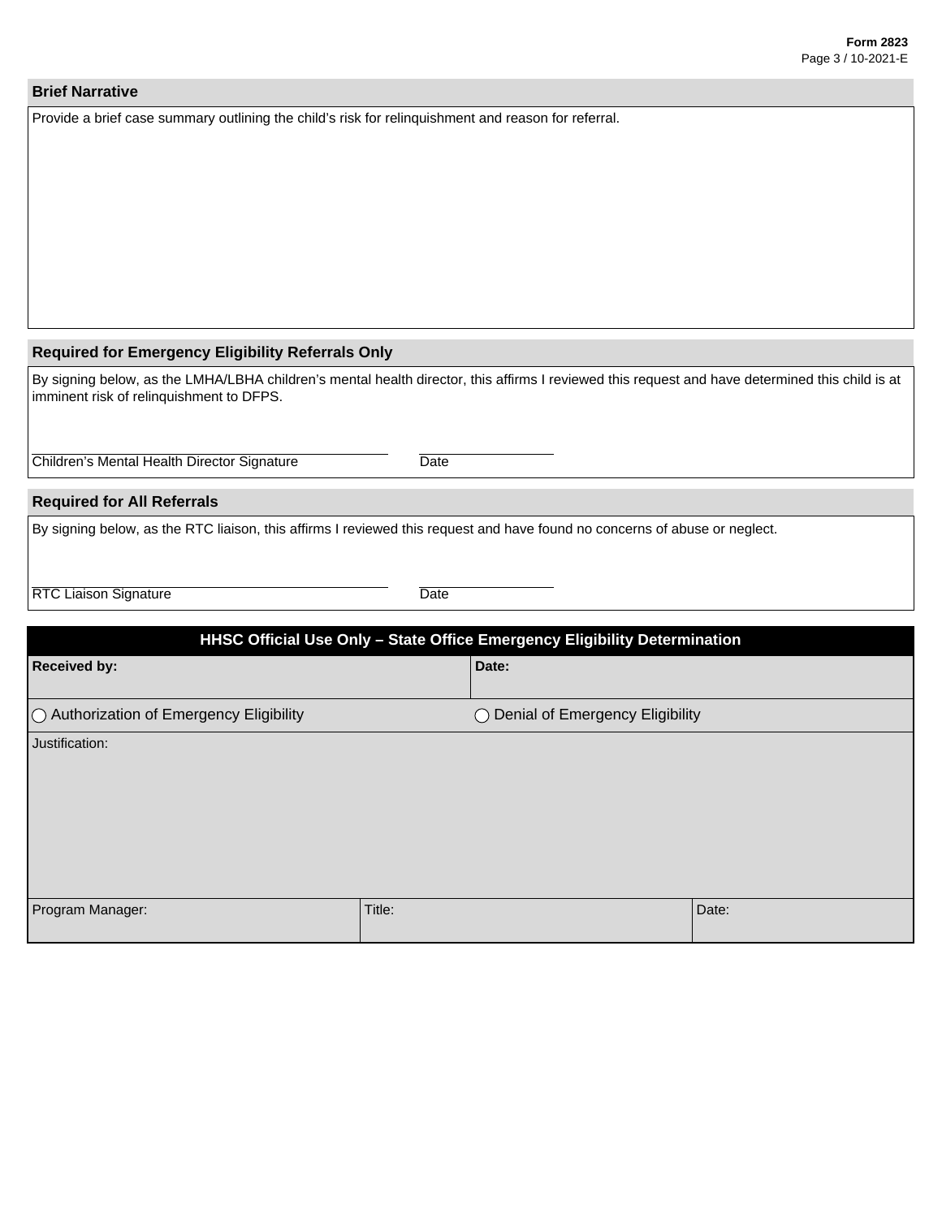## Brief Narrative

Provide a brief case summary outlining the child's risk for relinquishment and reason for referral.

## Required for Emergency Eligibility Referrals Only

By signing below, as the LMHA/LBHA children's mental health director, this affirms I reviewed this request and have determined this child is at imminent risk of relinquishment to DFPS.

Children's Mental Health Director Signature

Date

## Required for All Referrals

By signing below, as the RTC liaison, this affirms I reviewed this request and have found no concerns of abuse or neglect.

RTC Liaison Signature

Date

## HHSC Official Use Only – State Office Emergency Eligibility Determination

| | |
|---|---|
| **Received by:** | **Date:** |
| ◯ Authorization of Emergency Eligibility | ◯ Denial of Emergency Eligibility |

Justification:

| | | |
|---|---|---|
| Program Manager: | Title: | Date: |